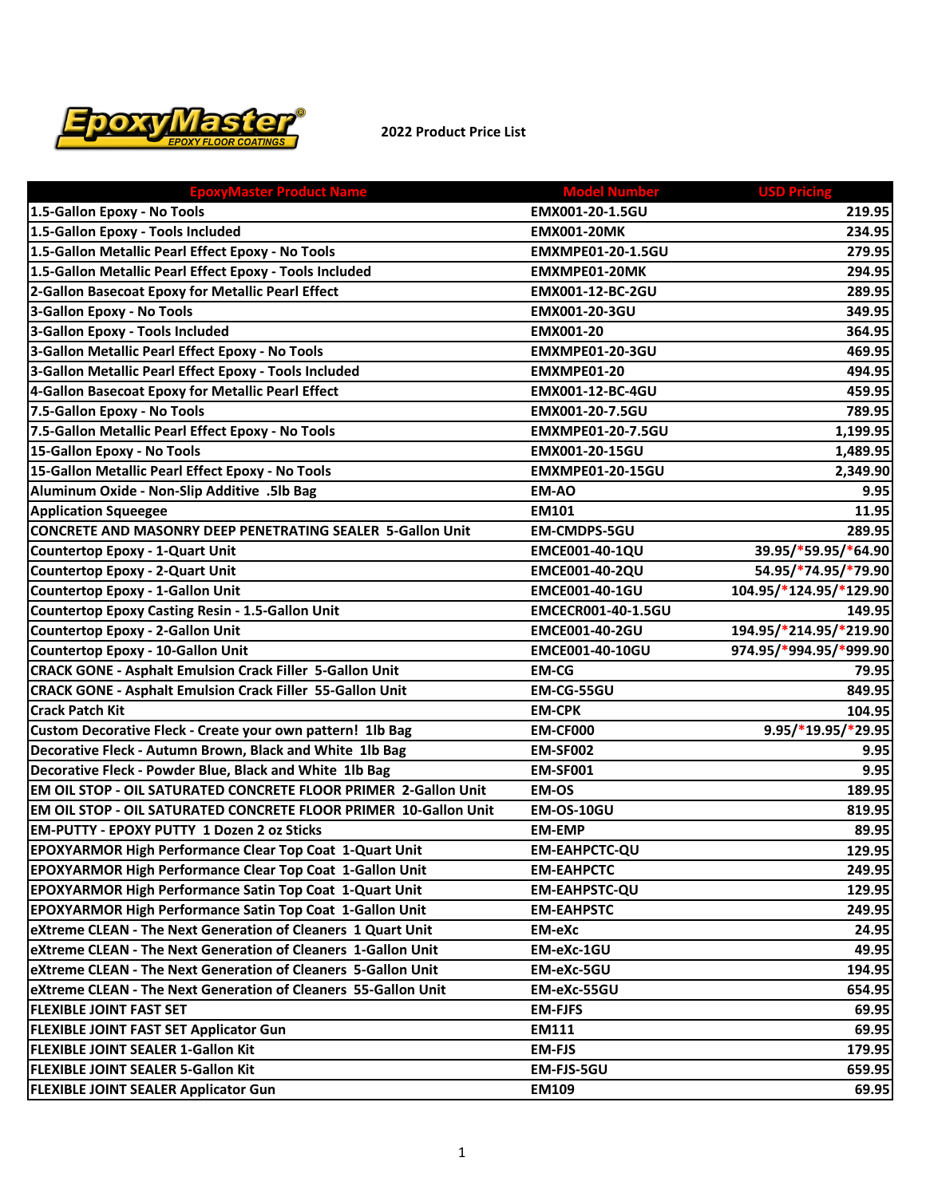EpoxyMaster® EPOXY FLOOR COATINGS

**2022 Product Price List**

| EpoxyMaster Product Name | Model Number | USD Pricing |
|---|---|---|
| 1.5-Gallon Epoxy - No Tools | EMX001-20-1.5GU | 219.95 |
| 1.5-Gallon Epoxy - Tools Included | EMX001-20MK | 234.95 |
| 1.5-Gallon Metallic Pearl Effect Epoxy - No Tools | EMXMPE01-20-1.5GU | 279.95 |
| 1.5-Gallon Metallic Pearl Effect Epoxy - Tools Included | EMXMPE01-20MK | 294.95 |
| 2-Gallon Basecoat Epoxy for Metallic Pearl Effect | EMX001-12-BC-2GU | 289.95 |
| 3-Gallon Epoxy - No Tools | EMX001-20-3GU | 349.95 |
| 3-Gallon Epoxy - Tools Included | EMX001-20 | 364.95 |
| 3-Gallon Metallic Pearl Effect Epoxy - No Tools | EMXMPE01-20-3GU | 469.95 |
| 3-Gallon Metallic Pearl Effect Epoxy - Tools Included | EMXMPE01-20 | 494.95 |
| 4-Gallon Basecoat Epoxy for Metallic Pearl Effect | EMX001-12-BC-4GU | 459.95 |
| 7.5-Gallon Epoxy - No Tools | EMX001-20-7.5GU | 789.95 |
| 7.5-Gallon Metallic Pearl Effect Epoxy - No Tools | EMXMPE01-20-7.5GU | 1,199.95 |
| 15-Gallon Epoxy - No Tools | EMX001-20-15GU | 1,489.95 |
| 15-Gallon Metallic Pearl Effect Epoxy - No Tools | EMXMPE01-20-15GU | 2,349.90 |
| Aluminum Oxide - Non-Slip Additive .5lb Bag | EM-AO | 9.95 |
| Application Squeegee | EM101 | 11.95 |
| CONCRETE AND MASONRY DEEP PENETRATING SEALER 5-Gallon Unit | EM-CMDPS-5GU | 289.95 |
| Countertop Epoxy - 1-Quart Unit | EMCE001-40-1QU | 39.95/*59.95/*64.90 |
| Countertop Epoxy - 2-Quart Unit | EMCE001-40-2QU | 54.95/*74.95/*79.90 |
| Countertop Epoxy - 1-Gallon Unit | EMCE001-40-1GU | 104.95/*124.95/*129.90 |
| Countertop Epoxy Casting Resin - 1.5-Gallon Unit | EMCECR001-40-1.5GU | 149.95 |
| Countertop Epoxy - 2-Gallon Unit | EMCE001-40-2GU | 194.95/*214.95/*219.90 |
| Countertop Epoxy - 10-Gallon Unit | EMCE001-40-10GU | 974.95/*994.95/*999.90 |
| CRACK GONE - Asphalt Emulsion Crack Filler 5-Gallon Unit | EM-CG | 79.95 |
| CRACK GONE - Asphalt Emulsion Crack Filler 55-Gallon Unit | EM-CG-55GU | 849.95 |
| Crack Patch Kit | EM-CPK | 104.95 |
| Custom Decorative Fleck - Create your own pattern! 1lb Bag | EM-CF000 | 9.95/*19.95/*29.95 |
| Decorative Fleck - Autumn Brown, Black and White 1lb Bag | EM-SF002 | 9.95 |
| Decorative Fleck - Powder Blue, Black and White 1lb Bag | EM-SF001 | 9.95 |
| EM OIL STOP - OIL SATURATED CONCRETE FLOOR PRIMER 2-Gallon Unit | EM-OS | 189.95 |
| EM OIL STOP - OIL SATURATED CONCRETE FLOOR PRIMER 10-Gallon Unit | EM-OS-10GU | 819.95 |
| EM-PUTTY - EPOXY PUTTY 1 Dozen 2 oz Sticks | EM-EMP | 89.95 |
| EPOXYARMOR High Performance Clear Top Coat 1-Quart Unit | EM-EAHPCTC-QU | 129.95 |
| EPOXYARMOR High Performance Clear Top Coat 1-Gallon Unit | EM-EAHPCTC | 249.95 |
| EPOXYARMOR High Performance Satin Top Coat 1-Quart Unit | EM-EAHPSTC-QU | 129.95 |
| EPOXYARMOR High Performance Satin Top Coat 1-Gallon Unit | EM-EAHPSTC | 249.95 |
| eXtreme CLEAN - The Next Generation of Cleaners 1 Quart Unit | EM-eXc | 24.95 |
| eXtreme CLEAN - The Next Generation of Cleaners 1-Gallon Unit | EM-eXc-1GU | 49.95 |
| eXtreme CLEAN - The Next Generation of Cleaners 5-Gallon Unit | EM-eXc-5GU | 194.95 |
| eXtreme CLEAN - The Next Generation of Cleaners 55-Gallon Unit | EM-eXc-55GU | 654.95 |
| FLEXIBLE JOINT FAST SET | EM-FJFS | 69.95 |
| FLEXIBLE JOINT FAST SET Applicator Gun | EM111 | 69.95 |
| FLEXIBLE JOINT SEALER 1-Gallon Kit | EM-FJS | 179.95 |
| FLEXIBLE JOINT SEALER 5-Gallon Kit | EM-FJS-5GU | 659.95 |
| FLEXIBLE JOINT SEALER Applicator Gun | EM109 | 69.95 |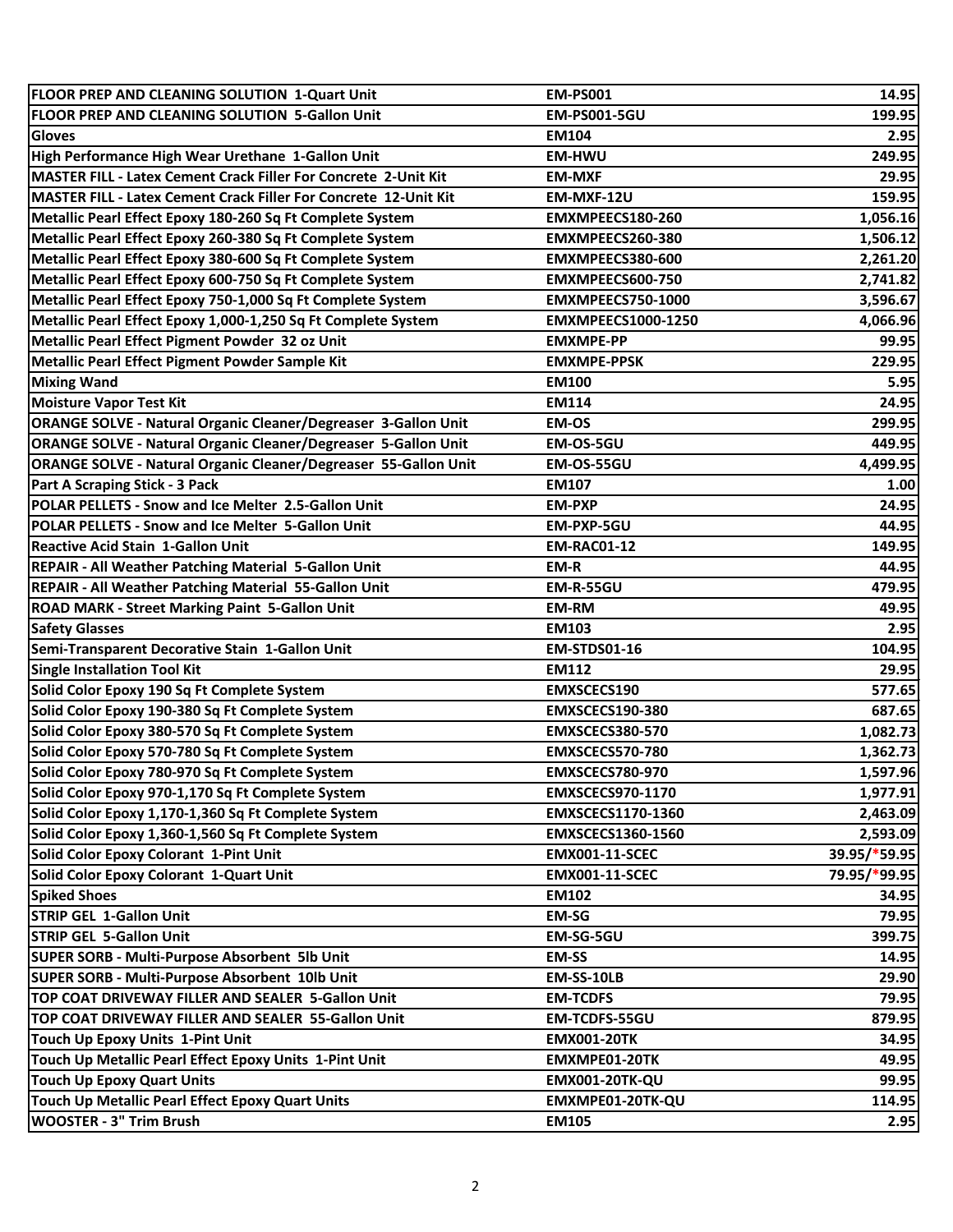| | | |
|---|---|---|
| **FLOOR PREP AND CLEANING SOLUTION 1-Quart Unit** | **EM-PS001** | **14.95** |
| **FLOOR PREP AND CLEANING SOLUTION 5-Gallon Unit** | **EM-PS001-5GU** | **199.95** |
| **Gloves** | **EM104** | **2.95** |
| **High Performance High Wear Urethane 1-Gallon Unit** | **EM-HWU** | **249.95** |
| **MASTER FILL - Latex Cement Crack Filler For Concrete 2-Unit Kit** | **EM-MXF** | **29.95** |
| **MASTER FILL - Latex Cement Crack Filler For Concrete 12-Unit Kit** | **EM-MXF-12U** | **159.95** |
| **Metallic Pearl Effect Epoxy 180-260 Sq Ft Complete System** | **EMXMPEECS180-260** | **1,056.16** |
| **Metallic Pearl Effect Epoxy 260-380 Sq Ft Complete System** | **EMXMPEECS260-380** | **1,506.12** |
| **Metallic Pearl Effect Epoxy 380-600 Sq Ft Complete System** | **EMXMPEECS380-600** | **2,261.20** |
| **Metallic Pearl Effect Epoxy 600-750 Sq Ft Complete System** | **EMXMPEECS600-750** | **2,741.82** |
| **Metallic Pearl Effect Epoxy 750-1,000 Sq Ft Complete System** | **EMXMPEECS750-1000** | **3,596.67** |
| **Metallic Pearl Effect Epoxy 1,000-1,250 Sq Ft Complete System** | **EMXMPEECS1000-1250** | **4,066.96** |
| **Metallic Pearl Effect Pigment Powder 32 oz Unit** | **EMXMPE-PP** | **99.95** |
| **Metallic Pearl Effect Pigment Powder Sample Kit** | **EMXMPE-PPSK** | **229.95** |
| **Mixing Wand** | **EM100** | **5.95** |
| **Moisture Vapor Test Kit** | **EM114** | **24.95** |
| **ORANGE SOLVE - Natural Organic Cleaner/Degreaser 3-Gallon Unit** | **EM-OS** | **299.95** |
| **ORANGE SOLVE - Natural Organic Cleaner/Degreaser 5-Gallon Unit** | **EM-OS-5GU** | **449.95** |
| **ORANGE SOLVE - Natural Organic Cleaner/Degreaser 55-Gallon Unit** | **EM-OS-55GU** | **4,499.95** |
| **Part A Scraping Stick - 3 Pack** | **EM107** | **1.00** |
| **POLAR PELLETS - Snow and Ice Melter 2.5-Gallon Unit** | **EM-PXP** | **24.95** |
| **POLAR PELLETS - Snow and Ice Melter 5-Gallon Unit** | **EM-PXP-5GU** | **44.95** |
| **Reactive Acid Stain 1-Gallon Unit** | **EM-RAC01-12** | **149.95** |
| **REPAIR - All Weather Patching Material 5-Gallon Unit** | **EM-R** | **44.95** |
| **REPAIR - All Weather Patching Material 55-Gallon Unit** | **EM-R-55GU** | **479.95** |
| **ROAD MARK - Street Marking Paint 5-Gallon Unit** | **EM-RM** | **49.95** |
| **Safety Glasses** | **EM103** | **2.95** |
| **Semi-Transparent Decorative Stain 1-Gallon Unit** | **EM-STDS01-16** | **104.95** |
| **Single Installation Tool Kit** | **EM112** | **29.95** |
| **Solid Color Epoxy 190 Sq Ft Complete System** | **EMXSCECS190** | **577.65** |
| **Solid Color Epoxy 190-380 Sq Ft Complete System** | **EMXSCECS190-380** | **687.65** |
| **Solid Color Epoxy 380-570 Sq Ft Complete System** | **EMXSCECS380-570** | **1,082.73** |
| **Solid Color Epoxy 570-780 Sq Ft Complete System** | **EMXSCECS570-780** | **1,362.73** |
| **Solid Color Epoxy 780-970 Sq Ft Complete System** | **EMXSCECS780-970** | **1,597.96** |
| **Solid Color Epoxy 970-1,170 Sq Ft Complete System** | **EMXSCECS970-1170** | **1,977.91** |
| **Solid Color Epoxy 1,170-1,360 Sq Ft Complete System** | **EMXSCECS1170-1360** | **2,463.09** |
| **Solid Color Epoxy 1,360-1,560 Sq Ft Complete System** | **EMXSCECS1360-1560** | **2,593.09** |
| **Solid Color Epoxy Colorant 1-Pint Unit** | **EMX001-11-SCEC** | **39.95/*59.95** |
| **Solid Color Epoxy Colorant 1-Quart Unit** | **EMX001-11-SCEC** | **79.95/*99.95** |
| **Spiked Shoes** | **EM102** | **34.95** |
| **STRIP GEL 1-Gallon Unit** | **EM-SG** | **79.95** |
| **STRIP GEL 5-Gallon Unit** | **EM-SG-5GU** | **399.75** |
| **SUPER SORB - Multi-Purpose Absorbent 5lb Unit** | **EM-SS** | **14.95** |
| **SUPER SORB - Multi-Purpose Absorbent 10lb Unit** | **EM-SS-10LB** | **29.90** |
| **TOP COAT DRIVEWAY FILLER AND SEALER 5-Gallon Unit** | **EM-TCDFS** | **79.95** |
| **TOP COAT DRIVEWAY FILLER AND SEALER 55-Gallon Unit** | **EM-TCDFS-55GU** | **879.95** |
| **Touch Up Epoxy Units 1-Pint Unit** | **EMX001-20TK** | **34.95** |
| **Touch Up Metallic Pearl Effect Epoxy Units 1-Pint Unit** | **EMXMPE01-20TK** | **49.95** |
| **Touch Up Epoxy Quart Units** | **EMX001-20TK-QU** | **99.95** |
| **Touch Up Metallic Pearl Effect Epoxy Quart Units** | **EMXMPE01-20TK-QU** | **114.95** |
| **WOOSTER - 3" Trim Brush** | **EM105** | **2.95** |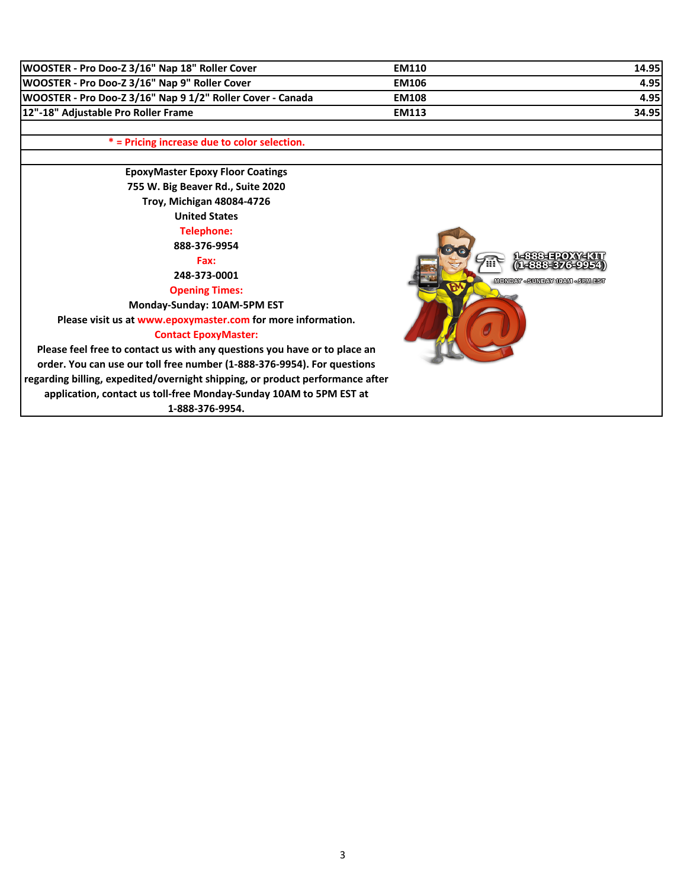| | | |
|---|---|---|
| WOOSTER - Pro Doo-Z 3/16" Nap 18" Roller Cover | EM110 | 14.95 |
| WOOSTER - Pro Doo-Z 3/16" Nap 9" Roller Cover | EM106 | 4.95 |
| WOOSTER - Pro Doo-Z 3/16" Nap 9 1/2" Roller Cover - Canada | EM108 | 4.95 |
| 12"-18" Adjustable Pro Roller Frame | EM113 | 34.95 |

**\* = Pricing increase due to color selection.**

**EpoxyMaster Epoxy Floor Coatings**
**755 W. Big Beaver Rd., Suite 2020**
**Troy, Michigan 48084-4726**
**United States**

**Telephone:**
**888-376-9954**

**Fax:**
**248-373-0001**

**Opening Times:**
**Monday-Sunday: 10AM-5PM EST**

**Please visit us at www.epoxymaster.com for more information.**

**Contact EpoxyMaster:**

**Please feel free to contact us with any questions you have or to place an order. You can use our toll free number (1-888-376-9954). For questions regarding billing, expedited/overnight shipping, or product performance after application, contact us toll-free Monday-Sunday 10AM to 5PM EST at 1-888-376-9954.**

1-888-EPOXY-KIT
(1-888-376-9954)
MONDAY - SUNDAY 10AM - 5PM EST